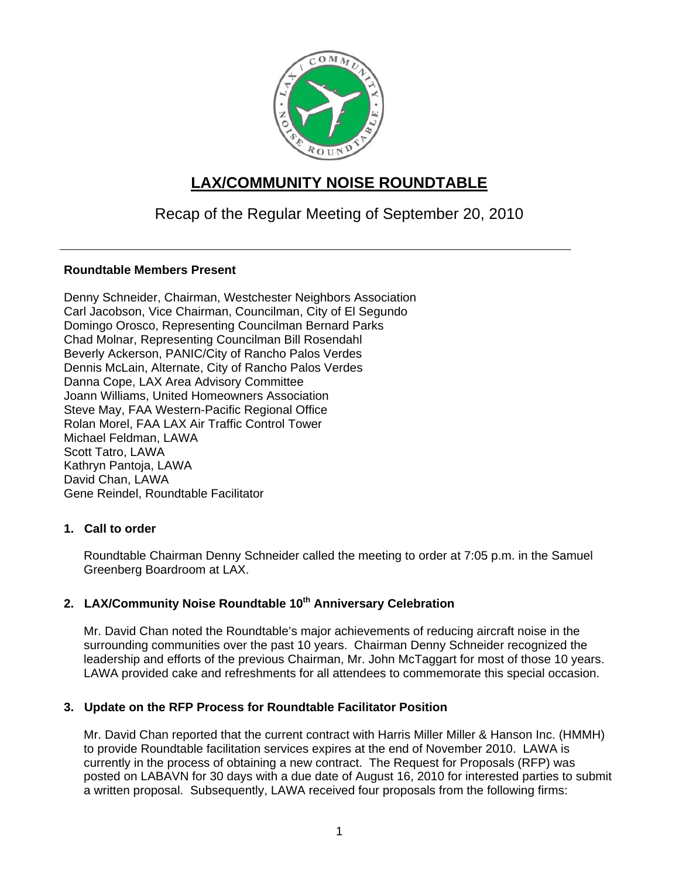# LAX/COMMUNITY NOISE ROUNDTABLE

## Recap of the Regular Meeting of September 20, 2010

---

**Roundtable Members Present**

Denny Schneider, Chairman, Westchester Neighbors Association
Carl Jacobson, Vice Chairman, Councilman, City of El Segundo
Domingo Orosco, Representing Councilman Bernard Parks
Chad Molnar, Representing Councilman Bill Rosendahl
Beverly Ackerson, PANIC/City of Rancho Palos Verdes
Dennis McLain, Alternate, City of Rancho Palos Verdes
Danna Cope, LAX Area Advisory Committee
Joann Williams, United Homeowners Association
Steve May, FAA Western-Pacific Regional Office
Rolan Morel, FAA LAX Air Traffic Control Tower
Michael Feldman, LAWA
Scott Tatro, LAWA
Kathryn Pantoja, LAWA
David Chan, LAWA
Gene Reindel, Roundtable Facilitator

### 1. Call to order

Roundtable Chairman Denny Schneider called the meeting to order at 7:05 p.m. in the Samuel Greenberg Boardroom at LAX.

### 2. LAX/Community Noise Roundtable 10th Anniversary Celebration

Mr. David Chan noted the Roundtable's major achievements of reducing aircraft noise in the surrounding communities over the past 10 years. Chairman Denny Schneider recognized the leadership and efforts of the previous Chairman, Mr. John McTaggart for most of those 10 years. LAWA provided cake and refreshments for all attendees to commemorate this special occasion.

### 3. Update on the RFP Process for Roundtable Facilitator Position

Mr. David Chan reported that the current contract with Harris Miller Miller & Hanson Inc. (HMMH) to provide Roundtable facilitation services expires at the end of November 2010. LAWA is currently in the process of obtaining a new contract. The Request for Proposals (RFP) was posted on LABAVN for 30 days with a due date of August 16, 2010 for interested parties to submit a written proposal. Subsequently, LAWA received four proposals from the following firms: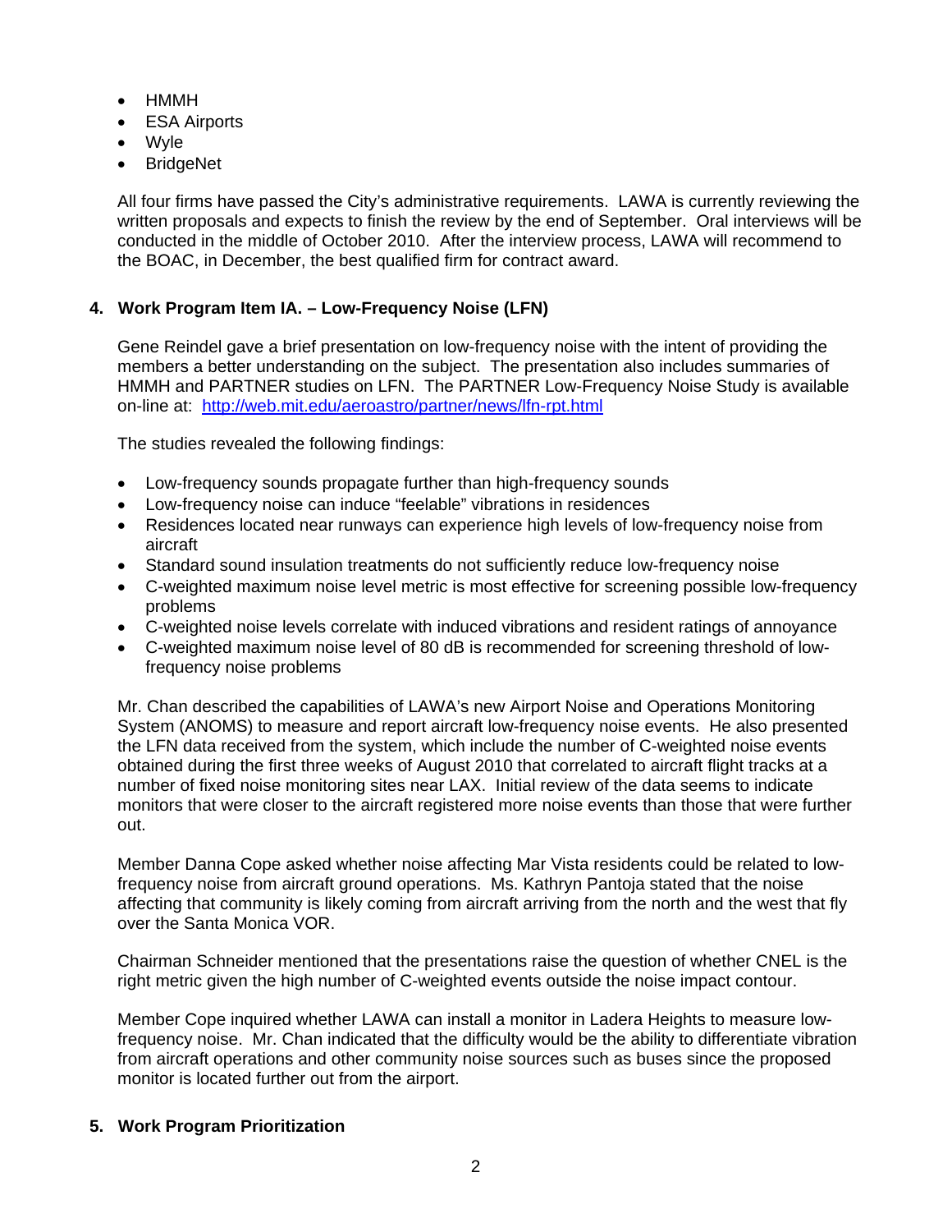- HMMH
- ESA Airports
- Wyle
- BridgeNet

All four firms have passed the City's administrative requirements. LAWA is currently reviewing the written proposals and expects to finish the review by the end of September. Oral interviews will be conducted in the middle of October 2010. After the interview process, LAWA will recommend to the BOAC, in December, the best qualified firm for contract award.

**4. Work Program Item IA. – Low-Frequency Noise (LFN)**

Gene Reindel gave a brief presentation on low-frequency noise with the intent of providing the members a better understanding on the subject. The presentation also includes summaries of HMMH and PARTNER studies on LFN. The PARTNER Low-Frequency Noise Study is available on-line at: [http://web.mit.edu/aeroastro/partner/news/lfn-rpt.html](http://web.mit.edu/aeroastro/partner/news/lfn-rpt.html)

The studies revealed the following findings:

- Low-frequency sounds propagate further than high-frequency sounds
- Low-frequency noise can induce "feelable" vibrations in residences
- Residences located near runways can experience high levels of low-frequency noise from aircraft
- Standard sound insulation treatments do not sufficiently reduce low-frequency noise
- C-weighted maximum noise level metric is most effective for screening possible low-frequency problems
- C-weighted noise levels correlate with induced vibrations and resident ratings of annoyance
- C-weighted maximum noise level of 80 dB is recommended for screening threshold of low-frequency noise problems

Mr. Chan described the capabilities of LAWA's new Airport Noise and Operations Monitoring System (ANOMS) to measure and report aircraft low-frequency noise events. He also presented the LFN data received from the system, which include the number of C-weighted noise events obtained during the first three weeks of August 2010 that correlated to aircraft flight tracks at a number of fixed noise monitoring sites near LAX. Initial review of the data seems to indicate monitors that were closer to the aircraft registered more noise events than those that were further out.

Member Danna Cope asked whether noise affecting Mar Vista residents could be related to low-frequency noise from aircraft ground operations. Ms. Kathryn Pantoja stated that the noise affecting that community is likely coming from aircraft arriving from the north and the west that fly over the Santa Monica VOR.

Chairman Schneider mentioned that the presentations raise the question of whether CNEL is the right metric given the high number of C-weighted events outside the noise impact contour.

Member Cope inquired whether LAWA can install a monitor in Ladera Heights to measure low-frequency noise. Mr. Chan indicated that the difficulty would be the ability to differentiate vibration from aircraft operations and other community noise sources such as buses since the proposed monitor is located further out from the airport.

**5. Work Program Prioritization**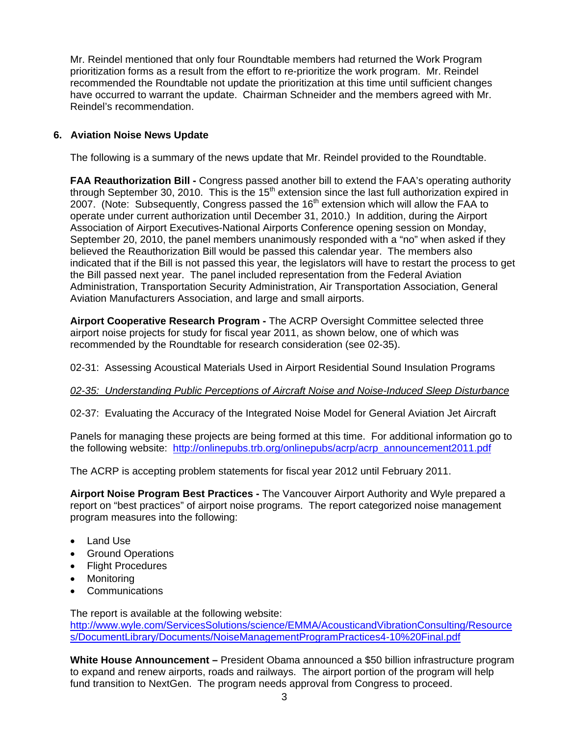Mr. Reindel mentioned that only four Roundtable members had returned the Work Program prioritization forms as a result from the effort to re-prioritize the work program. Mr. Reindel recommended the Roundtable not update the prioritization at this time until sufficient changes have occurred to warrant the update. Chairman Schneider and the members agreed with Mr. Reindel's recommendation.

## 6. Aviation Noise News Update

The following is a summary of the news update that Mr. Reindel provided to the Roundtable.

**FAA Reauthorization Bill -** Congress passed another bill to extend the FAA's operating authority through September 30, 2010. This is the 15th extension since the last full authorization expired in 2007. (Note: Subsequently, Congress passed the 16th extension which will allow the FAA to operate under current authorization until December 31, 2010.) In addition, during the Airport Association of Airport Executives-National Airports Conference opening session on Monday, September 20, 2010, the panel members unanimously responded with a "no" when asked if they believed the Reauthorization Bill would be passed this calendar year. The members also indicated that if the Bill is not passed this year, the legislators will have to restart the process to get the Bill passed next year. The panel included representation from the Federal Aviation Administration, Transportation Security Administration, Air Transportation Association, General Aviation Manufacturers Association, and large and small airports.

**Airport Cooperative Research Program -** The ACRP Oversight Committee selected three airport noise projects for study for fiscal year 2011, as shown below, one of which was recommended by the Roundtable for research consideration (see 02-35).

02-31: Assessing Acoustical Materials Used in Airport Residential Sound Insulation Programs

*<u>02-35: Understanding Public Perceptions of Aircraft Noise and Noise-Induced Sleep Disturbance</u>*

02-37: Evaluating the Accuracy of the Integrated Noise Model for General Aviation Jet Aircraft

Panels for managing these projects are being formed at this time. For additional information go to the following website: http://onlinepubs.trb.org/onlinepubs/acrp/acrp_announcement2011.pdf

The ACRP is accepting problem statements for fiscal year 2012 until February 2011.

**Airport Noise Program Best Practices -** The Vancouver Airport Authority and Wyle prepared a report on "best practices" of airport noise programs. The report categorized noise management program measures into the following:

- Land Use
- Ground Operations
- Flight Procedures
- Monitoring
- Communications

The report is available at the following website:
http://www.wyle.com/ServicesSolutions/science/EMMA/AcousticandVibrationConsulting/Resources/DocumentLibrary/Documents/NoiseManagementProgramPractices4-10%20Final.pdf

**White House Announcement –** President Obama announced a $50 billion infrastructure program to expand and renew airports, roads and railways. The airport portion of the program will help fund transition to NextGen. The program needs approval from Congress to proceed.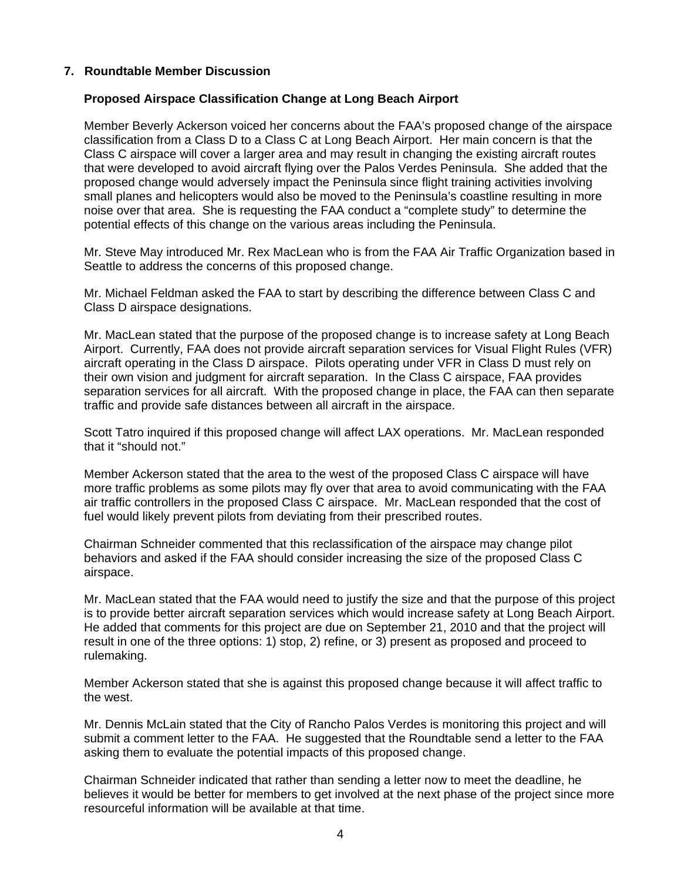## 7. Roundtable Member Discussion

### Proposed Airspace Classification Change at Long Beach Airport

Member Beverly Ackerson voiced her concerns about the FAA's proposed change of the airspace classification from a Class D to a Class C at Long Beach Airport. Her main concern is that the Class C airspace will cover a larger area and may result in changing the existing aircraft routes that were developed to avoid aircraft flying over the Palos Verdes Peninsula. She added that the proposed change would adversely impact the Peninsula since flight training activities involving small planes and helicopters would also be moved to the Peninsula's coastline resulting in more noise over that area. She is requesting the FAA conduct a "complete study" to determine the potential effects of this change on the various areas including the Peninsula.

Mr. Steve May introduced Mr. Rex MacLean who is from the FAA Air Traffic Organization based in Seattle to address the concerns of this proposed change.

Mr. Michael Feldman asked the FAA to start by describing the difference between Class C and Class D airspace designations.

Mr. MacLean stated that the purpose of the proposed change is to increase safety at Long Beach Airport. Currently, FAA does not provide aircraft separation services for Visual Flight Rules (VFR) aircraft operating in the Class D airspace. Pilots operating under VFR in Class D must rely on their own vision and judgment for aircraft separation. In the Class C airspace, FAA provides separation services for all aircraft. With the proposed change in place, the FAA can then separate traffic and provide safe distances between all aircraft in the airspace.

Scott Tatro inquired if this proposed change will affect LAX operations. Mr. MacLean responded that it "should not."

Member Ackerson stated that the area to the west of the proposed Class C airspace will have more traffic problems as some pilots may fly over that area to avoid communicating with the FAA air traffic controllers in the proposed Class C airspace. Mr. MacLean responded that the cost of fuel would likely prevent pilots from deviating from their prescribed routes.

Chairman Schneider commented that this reclassification of the airspace may change pilot behaviors and asked if the FAA should consider increasing the size of the proposed Class C airspace.

Mr. MacLean stated that the FAA would need to justify the size and that the purpose of this project is to provide better aircraft separation services which would increase safety at Long Beach Airport. He added that comments for this project are due on September 21, 2010 and that the project will result in one of the three options: 1) stop, 2) refine, or 3) present as proposed and proceed to rulemaking.

Member Ackerson stated that she is against this proposed change because it will affect traffic to the west.

Mr. Dennis McLain stated that the City of Rancho Palos Verdes is monitoring this project and will submit a comment letter to the FAA. He suggested that the Roundtable send a letter to the FAA asking them to evaluate the potential impacts of this proposed change.

Chairman Schneider indicated that rather than sending a letter now to meet the deadline, he believes it would be better for members to get involved at the next phase of the project since more resourceful information will be available at that time.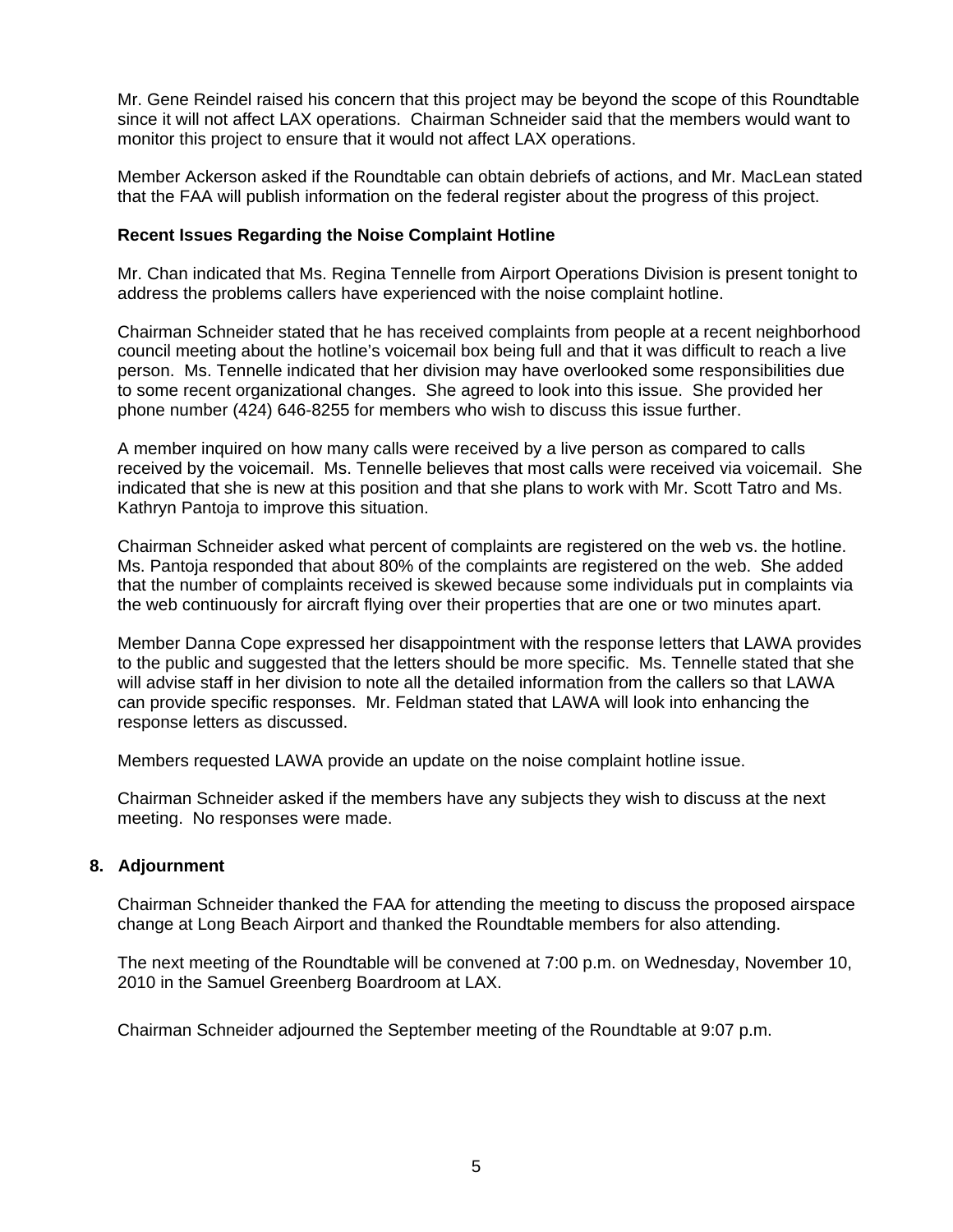Mr. Gene Reindel raised his concern that this project may be beyond the scope of this Roundtable since it will not affect LAX operations. Chairman Schneider said that the members would want to monitor this project to ensure that it would not affect LAX operations.

Member Ackerson asked if the Roundtable can obtain debriefs of actions, and Mr. MacLean stated that the FAA will publish information on the federal register about the progress of this project.

**Recent Issues Regarding the Noise Complaint Hotline**

Mr. Chan indicated that Ms. Regina Tennelle from Airport Operations Division is present tonight to address the problems callers have experienced with the noise complaint hotline.

Chairman Schneider stated that he has received complaints from people at a recent neighborhood council meeting about the hotline's voicemail box being full and that it was difficult to reach a live person. Ms. Tennelle indicated that her division may have overlooked some responsibilities due to some recent organizational changes. She agreed to look into this issue. She provided her phone number (424) 646-8255 for members who wish to discuss this issue further.

A member inquired on how many calls were received by a live person as compared to calls received by the voicemail. Ms. Tennelle believes that most calls were received via voicemail. She indicated that she is new at this position and that she plans to work with Mr. Scott Tatro and Ms. Kathryn Pantoja to improve this situation.

Chairman Schneider asked what percent of complaints are registered on the web vs. the hotline. Ms. Pantoja responded that about 80% of the complaints are registered on the web. She added that the number of complaints received is skewed because some individuals put in complaints via the web continuously for aircraft flying over their properties that are one or two minutes apart.

Member Danna Cope expressed her disappointment with the response letters that LAWA provides to the public and suggested that the letters should be more specific. Ms. Tennelle stated that she will advise staff in her division to note all the detailed information from the callers so that LAWA can provide specific responses. Mr. Feldman stated that LAWA will look into enhancing the response letters as discussed.

Members requested LAWA provide an update on the noise complaint hotline issue.

Chairman Schneider asked if the members have any subjects they wish to discuss at the next meeting. No responses were made.

## 8. Adjournment

Chairman Schneider thanked the FAA for attending the meeting to discuss the proposed airspace change at Long Beach Airport and thanked the Roundtable members for also attending.

The next meeting of the Roundtable will be convened at 7:00 p.m. on Wednesday, November 10, 2010 in the Samuel Greenberg Boardroom at LAX.

Chairman Schneider adjourned the September meeting of the Roundtable at 9:07 p.m.